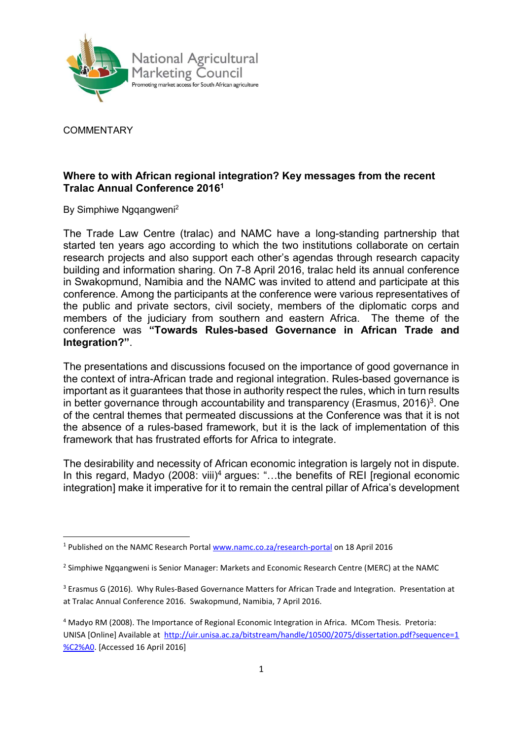National Agricultural Marketing Council

Promoting market access for South African agriculture

COMMENTARY

## Where to with African regional integration? Key messages from the recent Tralac Annual Conference 2016[1]

By Simphiwe Ngqangweni[2]

The Trade Law Centre (tralac) and NAMC have a long-standing partnership that started ten years ago according to which the two institutions collaborate on certain research projects and also support each other's agendas through research capacity building and information sharing. On 7-8 April 2016, tralac held its annual conference in Swakopmund, Namibia and the NAMC was invited to attend and participate at this conference. Among the participants at the conference were various representatives of the public and private sectors, civil society, members of the diplomatic corps and members of the judiciary from southern and eastern Africa. The theme of the conference was **"Towards Rules-based Governance in African Trade and Integration?"**.

The presentations and discussions focused on the importance of good governance in the context of intra-African trade and regional integration. Rules-based governance is important as it guarantees that those in authority respect the rules, which in turn results in better governance through accountability and transparency (Erasmus, 2016)[3]. One of the central themes that permeated discussions at the Conference was that it is not the absence of a rules-based framework, but it is the lack of implementation of this framework that has frustrated efforts for Africa to integrate.

The desirability and necessity of African economic integration is largely not in dispute. In this regard, Madyo (2008: viii)[4] argues: "…the benefits of REI [regional economic integration] make it imperative for it to remain the central pillar of Africa's development

---

[1] Published on the NAMC Research Portal www.namc.co.za/research-portal on 18 April 2016

[2] Simphiwe Ngqangweni is Senior Manager: Markets and Economic Research Centre (MERC) at the NAMC

[3] Erasmus G (2016). Why Rules-Based Governance Matters for African Trade and Integration. Presentation at at Tralac Annual Conference 2016. Swakopmund, Namibia, 7 April 2016.

[4] Madyo RM (2008). The Importance of Regional Economic Integration in Africa. MCom Thesis. Pretoria: UNISA [Online] Available at http://uir.unisa.ac.za/bitstream/handle/10500/2075/dissertation.pdf?sequence=1%C2%A0. [Accessed 16 April 2016]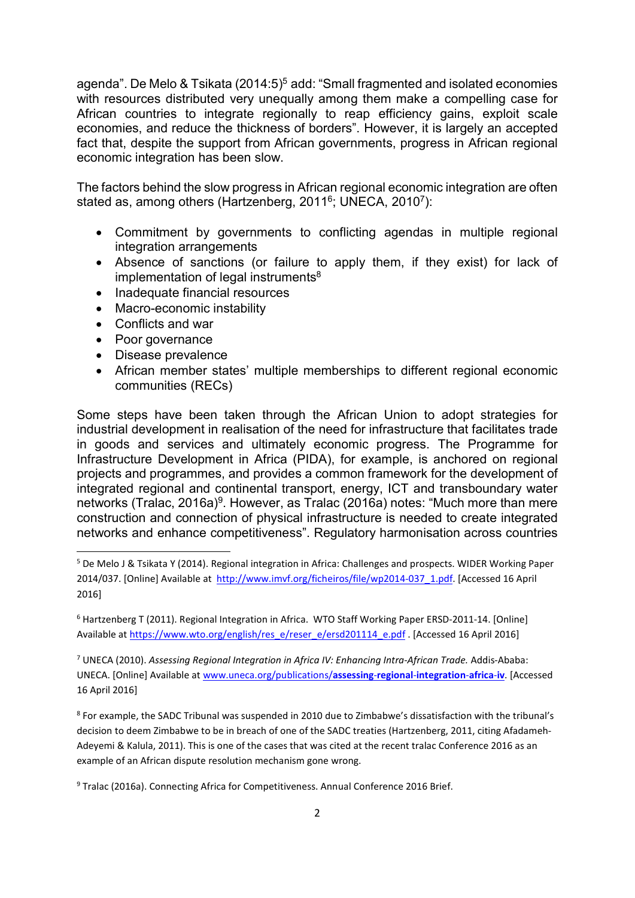agenda". De Melo & Tsikata (2014:5)[5] add: "Small fragmented and isolated economies with resources distributed very unequally among them make a compelling case for African countries to integrate regionally to reap efficiency gains, exploit scale economies, and reduce the thickness of borders". However, it is largely an accepted fact that, despite the support from African governments, progress in African regional economic integration has been slow.

The factors behind the slow progress in African regional economic integration are often stated as, among others (Hartzenberg, 2011[6]; UNECA, 2010[7]):

- Commitment by governments to conflicting agendas in multiple regional integration arrangements
- Absence of sanctions (or failure to apply them, if they exist) for lack of implementation of legal instruments[8]
- Inadequate financial resources
- Macro-economic instability
- Conflicts and war
- Poor governance
- Disease prevalence
- African member states' multiple memberships to different regional economic communities (RECs)

Some steps have been taken through the African Union to adopt strategies for industrial development in realisation of the need for infrastructure that facilitates trade in goods and services and ultimately economic progress. The Programme for Infrastructure Development in Africa (PIDA), for example, is anchored on regional projects and programmes, and provides a common framework for the development of integrated regional and continental transport, energy, ICT and transboundary water networks (Tralac, 2016a)[9]. However, as Tralac (2016a) notes: "Much more than mere construction and connection of physical infrastructure is needed to create integrated networks and enhance competitiveness". Regulatory harmonisation across countries

---

[5] De Melo J & Tsikata Y (2014). Regional integration in Africa: Challenges and prospects. WIDER Working Paper 2014/037. [Online] Available at http://www.imvf.org/ficheiros/file/wp2014-037_1.pdf. [Accessed 16 April 2016]

[6] Hartzenberg T (2011). Regional Integration in Africa. WTO Staff Working Paper ERSD-2011-14. [Online] Available at https://www.wto.org/english/res_e/reser_e/ersd201114_e.pdf . [Accessed 16 April 2016]

[7] UNECA (2010). *Assessing Regional Integration in Africa IV: Enhancing Intra-African Trade.* Addis-Ababa: UNECA. [Online] Available at www.uneca.org/publications/**assessing-regional-integration-africa-iv**. [Accessed 16 April 2016]

[8] For example, the SADC Tribunal was suspended in 2010 due to Zimbabwe's dissatisfaction with the tribunal's decision to deem Zimbabwe to be in breach of one of the SADC treaties (Hartzenberg, 2011, citing Afadameh-Adeyemi & Kalula, 2011). This is one of the cases that was cited at the recent tralac Conference 2016 as an example of an African dispute resolution mechanism gone wrong.

[9] Tralac (2016a). Connecting Africa for Competitiveness. Annual Conference 2016 Brief.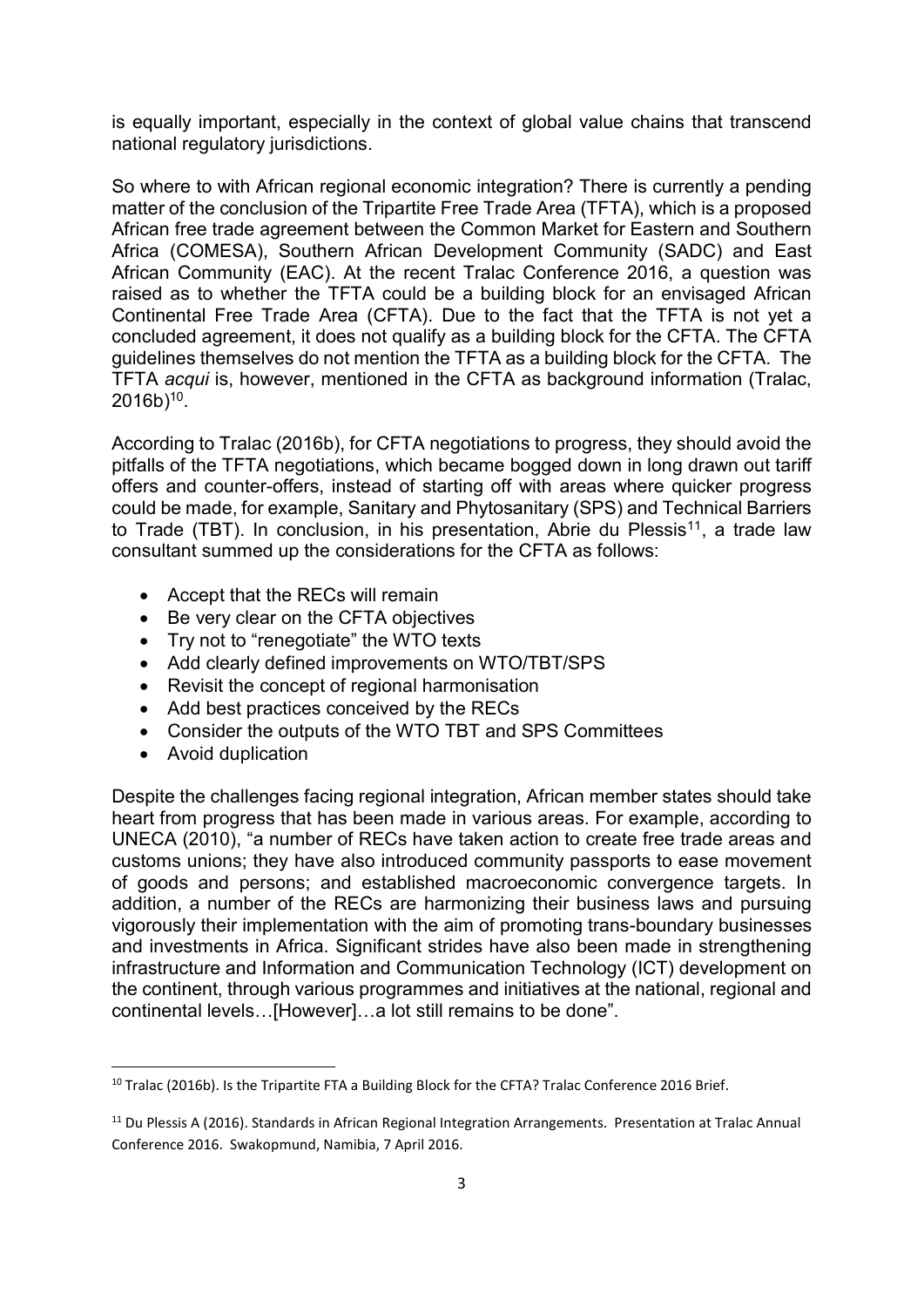is equally important, especially in the context of global value chains that transcend national regulatory jurisdictions.

So where to with African regional economic integration? There is currently a pending matter of the conclusion of the Tripartite Free Trade Area (TFTA), which is a proposed African free trade agreement between the Common Market for Eastern and Southern Africa (COMESA), Southern African Development Community (SADC) and East African Community (EAC). At the recent Tralac Conference 2016, a question was raised as to whether the TFTA could be a building block for an envisaged African Continental Free Trade Area (CFTA). Due to the fact that the TFTA is not yet a concluded agreement, it does not qualify as a building block for the CFTA. The CFTA guidelines themselves do not mention the TFTA as a building block for the CFTA. The TFTA *acqui* is, however, mentioned in the CFTA as background information (Tralac, 2016b)[10].

According to Tralac (2016b), for CFTA negotiations to progress, they should avoid the pitfalls of the TFTA negotiations, which became bogged down in long drawn out tariff offers and counter-offers, instead of starting off with areas where quicker progress could be made, for example, Sanitary and Phytosanitary (SPS) and Technical Barriers to Trade (TBT). In conclusion, in his presentation, Abrie du Plessis[11], a trade law consultant summed up the considerations for the CFTA as follows:

- Accept that the RECs will remain
- Be very clear on the CFTA objectives
- Try not to "renegotiate" the WTO texts
- Add clearly defined improvements on WTO/TBT/SPS
- Revisit the concept of regional harmonisation
- Add best practices conceived by the RECs
- Consider the outputs of the WTO TBT and SPS Committees
- Avoid duplication

Despite the challenges facing regional integration, African member states should take heart from progress that has been made in various areas. For example, according to UNECA (2010), "a number of RECs have taken action to create free trade areas and customs unions; they have also introduced community passports to ease movement of goods and persons; and established macroeconomic convergence targets. In addition, a number of the RECs are harmonizing their business laws and pursuing vigorously their implementation with the aim of promoting trans-boundary businesses and investments in Africa. Significant strides have also been made in strengthening infrastructure and Information and Communication Technology (ICT) development on the continent, through various programmes and initiatives at the national, regional and continental levels…[However]…a lot still remains to be done".

[10] Tralac (2016b). Is the Tripartite FTA a Building Block for the CFTA? Tralac Conference 2016 Brief.

[11] Du Plessis A (2016). Standards in African Regional Integration Arrangements. Presentation at Tralac Annual Conference 2016. Swakopmund, Namibia, 7 April 2016.